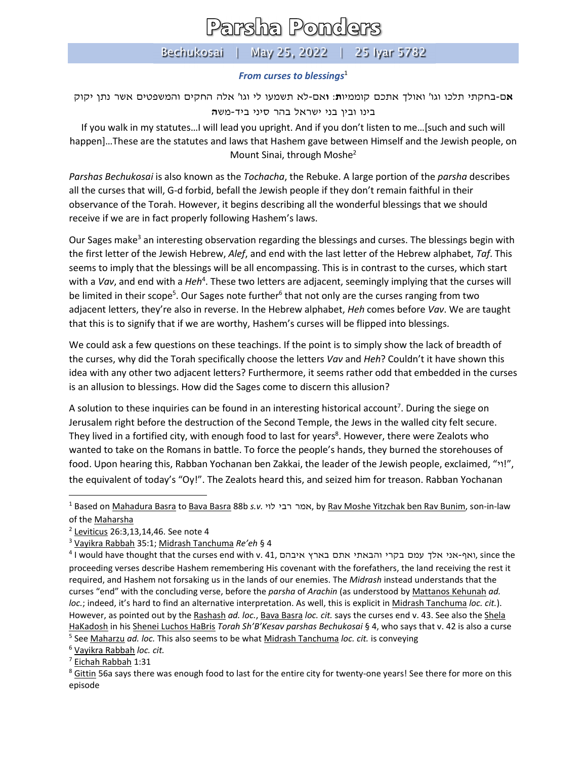# Parsha Ponders

## Bechukosai | May 25, 2022 | 25 Iyar 5782

### *From curses to blessings*[1]

**א**ם-בחקתי תלכו וגו' ואולך אתכם קוממיו**ת**: **ו**אם-לא תשמעו לי וגו' אלה החקים והמשפטים אשר נתן יקוק בינו ובין בני ישראל בהר סיני ביד-מש**ה**

If you walk in my statutes…I will lead you upright. And if you don't listen to me…[such and such will happen]…These are the statutes and laws that Hashem gave between Himself and the Jewish people, on Mount Sinai, through Moshe[2]

*Parshas Bechukosai* is also known as the *Tochacha*, the Rebuke. A large portion of the *parsha* describes all the curses that will, G-d forbid, befall the Jewish people if they don't remain faithful in their observance of the Torah. However, it begins describing all the wonderful blessings that we should receive if we are in fact properly following Hashem's laws.

Our Sages make[3] an interesting observation regarding the blessings and curses. The blessings begin with the first letter of the Jewish Hebrew, *Alef*, and end with the last letter of the Hebrew alphabet, *Taf*. This seems to imply that the blessings will be all encompassing. This is in contrast to the curses, which start with a *Vav*, and end with a *Heh*[4]. These two letters are adjacent, seemingly implying that the curses will be limited in their scope[5]. Our Sages note further[6] that not only are the curses ranging from two adjacent letters, they're also in reverse. In the Hebrew alphabet, *Heh* comes before *Vav*. We are taught that this is to signify that if we are worthy, Hashem's curses will be flipped into blessings.

We could ask a few questions on these teachings. If the point is to simply show the lack of breadth of the curses, why did the Torah specifically choose the letters *Vav* and *Heh*? Couldn't it have shown this idea with any other two adjacent letters? Furthermore, it seems rather odd that embedded in the curses is an allusion to blessings. How did the Sages come to discern this allusion?

A solution to these inquiries can be found in an interesting historical account[7]. During the siege on Jerusalem right before the destruction of the Second Temple, the Jews in the walled city felt secure. They lived in a fortified city, with enough food to last for years[8]. However, there were Zealots who wanted to take on the Romans in battle. To force the people's hands, they burned the storehouses of food. Upon hearing this, Rabban Yochanan ben Zakkai, the leader of the Jewish people, exclaimed, "וי!", the equivalent of today's "Oy!". The Zealots heard this, and seized him for treason. Rabban Yochanan

---

[1] Based on Mahadura Basra to Bava Basra 88b *s.v.* אמר רבי לוי, by Rav Moshe Yitzchak ben Rav Bunim, son-in-law of the Maharsha

[2] Leviticus 26:3,13,14,46. See note 4

[3] Vayikra Rabbah 35:1; Midrash Tanchuma *Re'eh* § 4

[4] I would have thought that the curses end with v. 41, ואף-אני אלך עמם בקרי והבאתי אתם בארץ איבהם, since the proceeding verses describe Hashem remembering His covenant with the forefathers, the land receiving the rest it required, and Hashem not forsaking us in the lands of our enemies. The *Midrash* instead understands that the curses "end" with the concluding verse, before the *parsha* of *Arachin* (as understood by Mattanos Kehunah *ad. loc.*; indeed, it's hard to find an alternative interpretation. As well, this is explicit in Midrash Tanchuma *loc. cit.*). However, as pointed out by the Rashash *ad. loc.*, Bava Basra *loc. cit.* says the curses end v. 43. See also the Shela HaKadosh in his Shenei Luchos HaBris *Torah Sh'B'Kesav parshas Bechukosai* § 4, who says that v. 42 is also a curse

[5] See Maharzu *ad. loc.* This also seems to be what Midrash Tanchuma *loc. cit.* is conveying

[6] Vayikra Rabbah *loc. cit.*

[7] Eichah Rabbah 1:31

[8] Gittin 56a says there was enough food to last for the entire city for twenty-one years! See there for more on this episode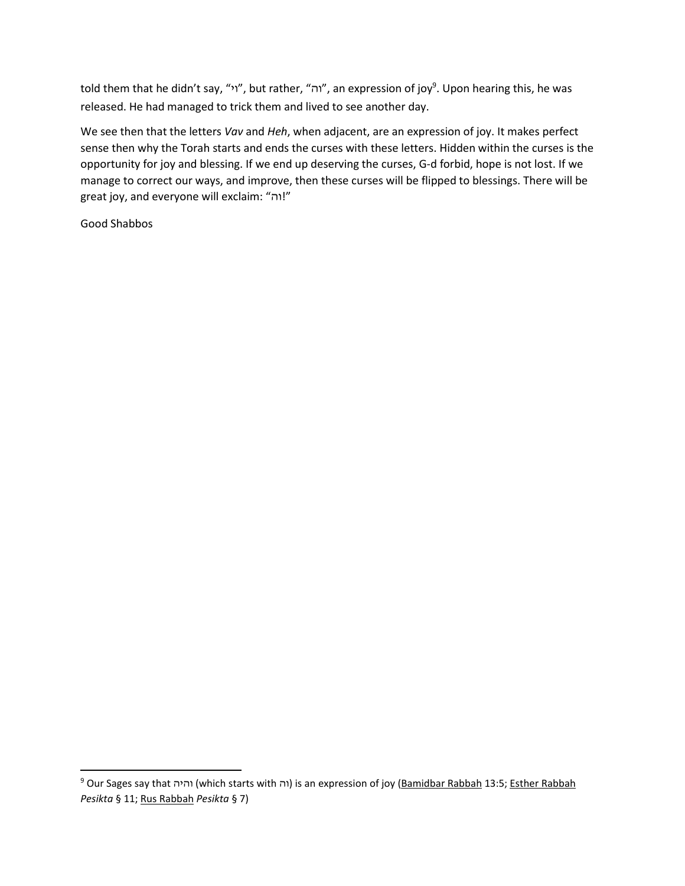told them that he didn't say, "וי", but rather, "וה", an expression of joy[9]. Upon hearing this, he was released. He had managed to trick them and lived to see another day.

We see then that the letters *Vav* and *Heh*, when adjacent, are an expression of joy. It makes perfect sense then why the Torah starts and ends the curses with these letters. Hidden within the curses is the opportunity for joy and blessing. If we end up deserving the curses, G-d forbid, hope is not lost. If we manage to correct our ways, and improve, then these curses will be flipped to blessings. There will be great joy, and everyone will exclaim: "וה!"

Good Shabbos

---

[9] Our Sages say that והיה (which starts with וה) is an expression of joy (Bamidbar Rabbah 13:5; Esther Rabbah *Pesikta* § 11; Rus Rabbah *Pesikta* § 7)